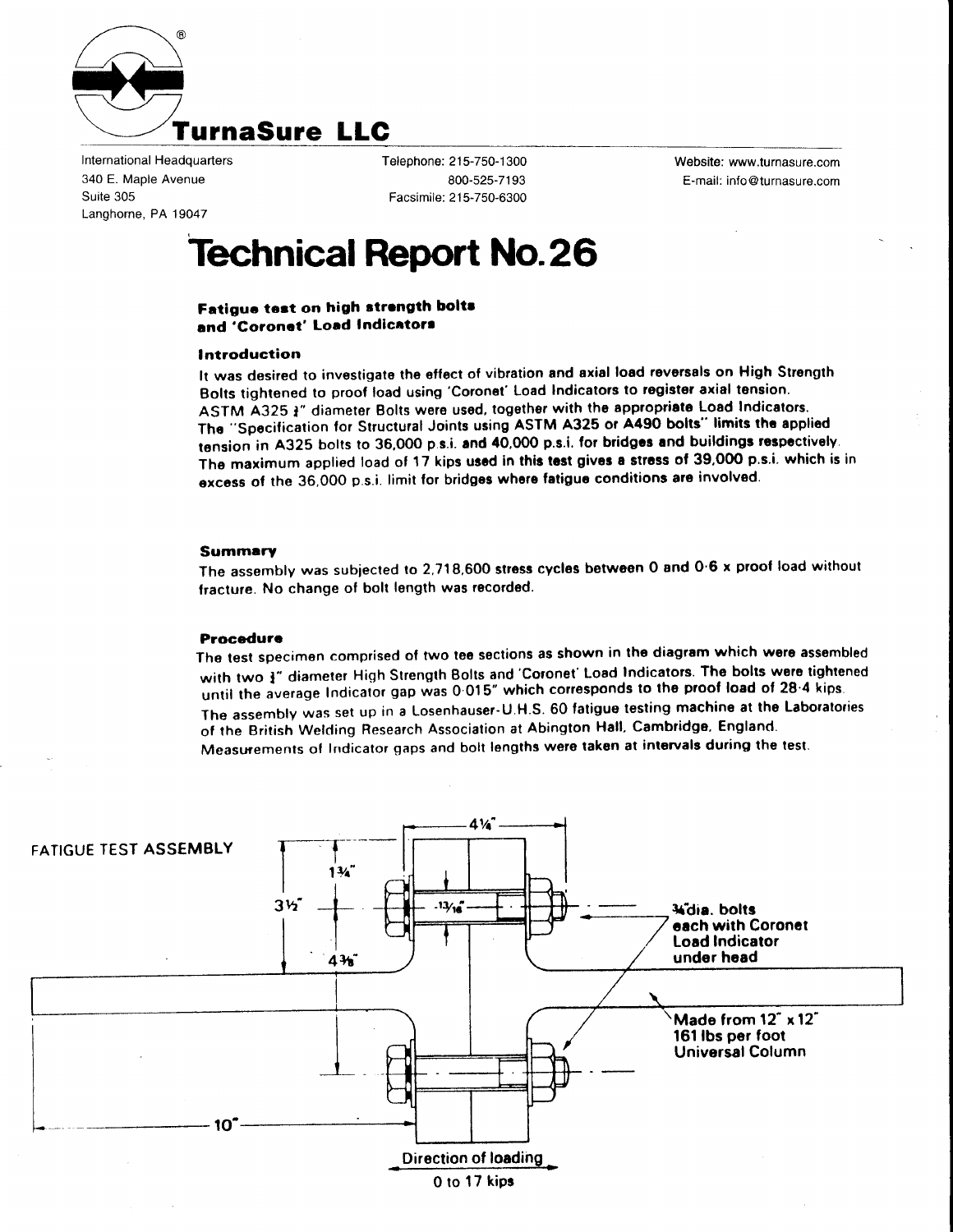# TurnaSure LLC

International Headquarters
340 E. Maple Avenue
Suite 305
Langhorne, PA 19047

Telephone: 215-750-1300
800-525-7193
Facsimile: 215-750-6300

Website: www.turnasure.com
E-mail: info@turnasure.com

# Technical Report No. 26

**Fatigue test on high strength bolts and 'Coronet' Load Indicators**

### Introduction

It was desired to investigate the effect of vibration and axial load reversals on High Strength Bolts tightened to proof load using 'Coronet' Load Indicators to register axial tension. ASTM A325 ¾" diameter Bolts were used, together with the appropriate Load Indicators. The "Specification for Structural Joints using ASTM A325 or A490 bolts" limits the applied tension in A325 bolts to 36,000 p.s.i. and 40,000 p.s.i. for bridges and buildings respectively. The maximum applied load of 17 kips used in this test gives a stress of 39,000 p.s.i. which is in excess of the 36,000 p.s.i. limit for bridges where fatigue conditions are involved.

### Summary

The assembly was subjected to 2,718,600 stress cycles between 0 and 0·6 x proof load without fracture. No change of bolt length was recorded.

### Procedure

The test specimen comprised of two tee sections as shown in the diagram which were assembled with two ¾" diameter High Strength Bolts and 'Coronet' Load Indicators. The bolts were tightened until the average Indicator gap was 0·015" which corresponds to the proof load of 28·4 kips. The assembly was set up in a Losenhauser-U.H.S. 60 fatigue testing machine at the Laboratories of the British Welding Research Association at Abington Hall, Cambridge, England. Measurements of Indicator gaps and bolt lengths were taken at intervals during the test.

FATIGUE TEST ASSEMBLY

4¼"
1¾"
3½"
13/16"
4⅜"
10"

¾" dia. bolts each with Coronet Load Indicator under head

Made from 12" x 12" 161 lbs per foot Universal Column

Direction of loading
0 to 17 kips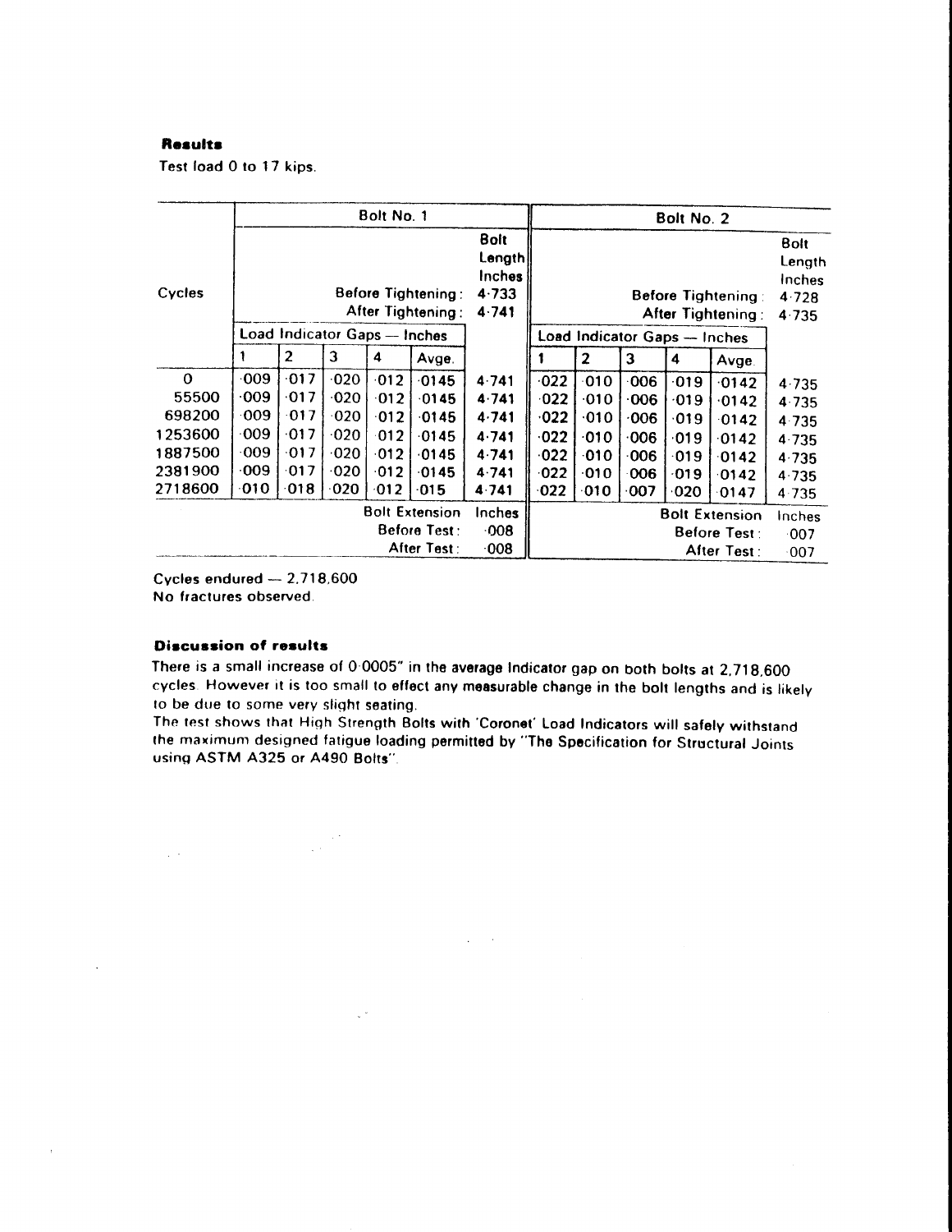**Results**

Test load 0 to 17 kips.

| Cycles | Bolt No. 1 | | | | | | Bolt No. 2 | | | | | |
|---|---|---|---|---|---|---|---|---|---|---|---|---|
| | Before Tightening: | | | | | Bolt Length Inches 4·733 | Before Tightening: | | | | | Bolt Length Inches 4·728 |
| | After Tightening: | | | | | 4·741 | After Tightening: | | | | | 4·735 |
| | Load Indicator Gaps — Inches | | | | | | Load Indicator Gaps — Inches | | | | | |
| | 1 | 2 | 3 | 4 | Avge. | | 1 | 2 | 3 | 4 | Avge. | |
| 0 | ·009 | ·017 | ·020 | ·012 | ·0145 | 4·741 | ·022 | ·010 | ·006 | ·019 | ·0142 | 4·735 |
| 55500 | ·009 | ·017 | ·020 | ·012 | ·0145 | 4·741 | ·022 | ·010 | ·006 | ·019 | ·0142 | 4·735 |
| 698200 | ·009 | ·017 | ·020 | ·012 | ·0145 | 4·741 | ·022 | ·010 | ·006 | ·019 | ·0142 | 4·735 |
| 1253600 | ·009 | ·017 | ·020 | ·012 | ·0145 | 4·741 | ·022 | ·010 | ·006 | ·019 | ·0142 | 4·735 |
| 1887500 | ·009 | ·017 | ·020 | ·012 | ·0145 | 4·741 | ·022 | ·010 | ·006 | ·019 | ·0142 | 4·735 |
| 2381900 | ·009 | ·017 | ·020 | ·012 | ·0145 | 4·741 | ·022 | ·010 | ·006 | ·019 | ·0142 | 4·735 |
| 2718600 | ·010 | ·018 | ·020 | ·012 | ·015 | 4·741 | ·022 | ·010 | ·007 | ·020 | ·0147 | 4·735 |
| | Bolt Extension | | | | | Inches | Bolt Extension | | | | | Inches |
| | Before Test: | | | | | ·008 | Before Test: | | | | | ·007 |
| | After Test: | | | | | ·008 | After Test: | | | | | ·007 |

Cycles endured — 2,718,600
No fractures observed.

**Discussion of results**

There is a small increase of 0·0005" in the average Indicator gap on both bolts at 2,718,600 cycles. However it is too small to effect any measurable change in the bolt lengths and is likely to be due to some very slight seating.
The test shows that High Strength Bolts with 'Coronet' Load Indicators will safely withstand the maximum designed fatigue loading permitted by "The Specification for Structural Joints using ASTM A325 or A490 Bolts".